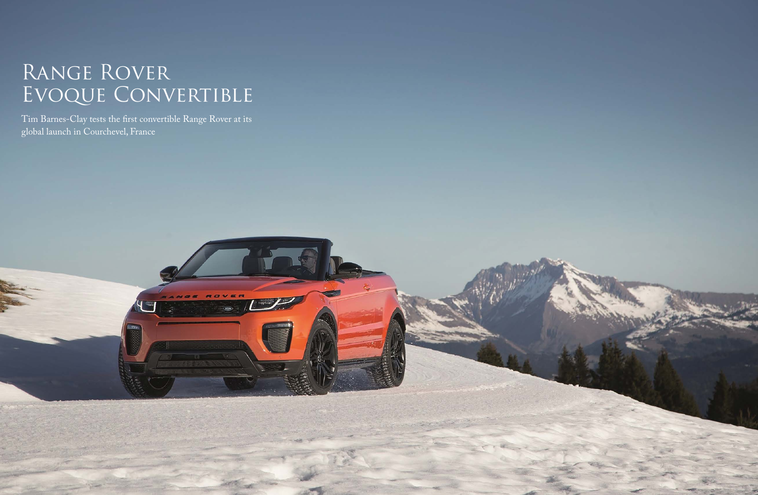# Range Rover Evoque Convertible

Tim Barnes-Clay tests the first convertible Range Rover at its global launch in Courchevel, France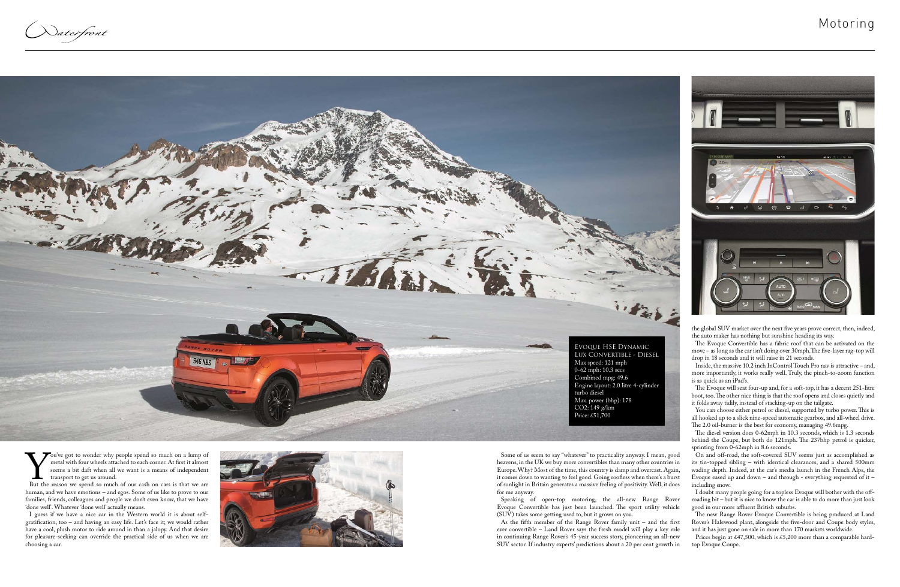**Evoque HSE Dynamic Lux Convertible - Diesel**
Max speed: 121 mph
0-62 mph: 10.3 secs
Combined mpg: 49.6
Engine layout: 2.0 litre 4-cylinder turbo diesel
Max. power (bhp): 178
$CO_2$: 149 g/km
Price: £51,700

You've got to wonder why people spend so much on a lump of metal with four wheels attached to each corner. At first it almost seems a bit daft when all we want is a means of independent transport to get us around.

But the reason we spend so much of our cash on cars is that we are human, and we have emotions – and egos. Some of us like to prove to our families, friends, colleagues and people we don't even know, that we have 'done well'. Whatever 'done well' actually means.

I guess if we have a nice car in the Western world it is about self-gratification, too – and having an easy life. Let's face it; we would rather have a cool, plush motor to ride around in than a jalopy. And that desire for pleasure-seeking can override the practical side of us when we are choosing a car.

Some of us seem to say "whatever" to practicality anyway. I mean, good heavens, in the UK we buy more convertibles than many other countries in Europe. Why? Most of the time, this country is damp and overcast. Again, it comes down to wanting to feel good. Going roofless when there's a burst of sunlight in Britain generates a massive feeling of positivity. Well, it does for me anyway.

Speaking of open-top motoring, the all-new Range Rover Evoque Convertible has just been launched. The sport utility vehicle (SUV) takes some getting used to, but it grows on you.

As the fifth member of the Range Rover family unit – and the first ever convertible – Land Rover says the fresh model will play a key role in continuing Range Rover's 45-year success story, pioneering an all-new SUV sector. If industry experts' predictions about a 20 per cent growth in the global SUV market over the next five years prove correct, then, indeed, the auto maker has nothing but sunshine heading its way.

The Evoque Convertible has a fabric roof that can be activated on the move – as long as the car isn't doing over 30mph. The five-layer rag-top will drop in 18 seconds and it will raise in 21 seconds.

Inside, the massive 10.2 inch InControl Touch Pro nav is attractive – and, more importantly, it works really well. Truly, the pinch-to-zoom function is as quick as an iPad's.

The Evoque will seat four-up and, for a soft-top, it has a decent 251-litre boot, too. The other nice thing is that the roof opens and closes quietly and it folds away tidily, instead of stacking-up on the tailgate.

You can choose either petrol or diesel, supported by turbo power. This is all hooked up to a slick nine-speed automatic gearbox, and all-wheel drive. The 2.0 oil-burner is the best for economy, managing 49.6mpg.

The diesel version does 0-62mph in 10.3 seconds, which is 1.3 seconds behind the Coupe, but both do 121mph. The 237bhp petrol is quicker, sprinting from 0-62mph in 8.6 seconds.

On and off-road, the soft-covered SUV seems just as accomplished as its tin-topped sibling – with identical clearances, and a shared 500mm wading depth. Indeed, at the car's media launch in the French Alps, the Evoque eased up and down – and through - everything requested of it – including snow.

I doubt many people going for a topless Evoque will bother with the off-roading bit – but it is nice to know the car is able to do more than just look good in our more affluent British suburbs.

The new Range Rover Evoque Convertible is being produced at Land Rover's Halewood plant, alongside the five-door and Coupe body styles, and it has just gone on sale in more than 170 markets worldwide.

Prices begin at £47,500, which is £5,200 more than a comparable hard-top Evoque Coupe.